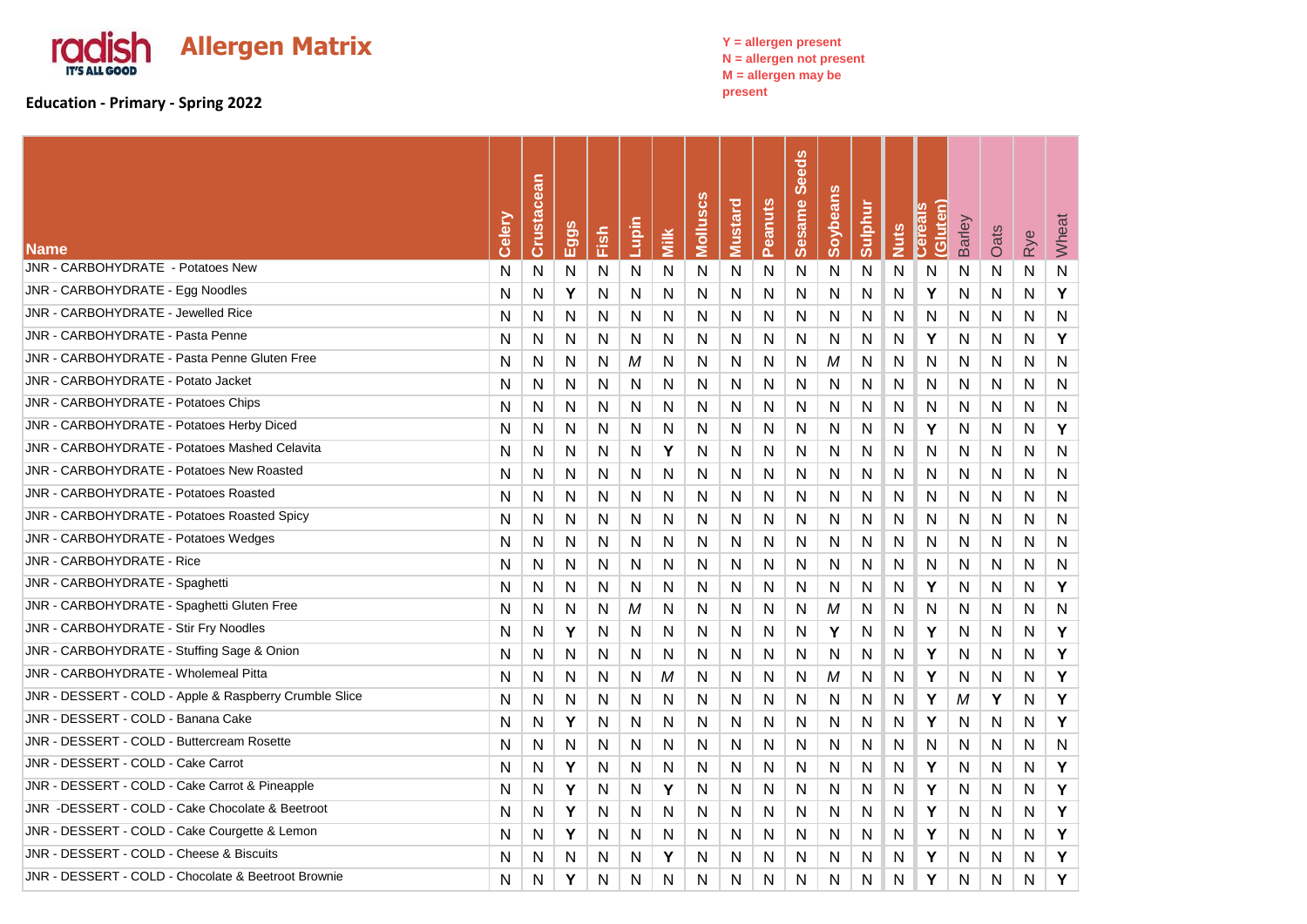# Allergen Matrix

**Education - Primary - Spring 2022**

**Y = allergen present**
**N = allergen not present**
**M = allergen may be present**

| Name | Celery | Crustacean | Eggs | Fish | Lupin | Milk | Molluscs | Mustard | Peanuts | Sesame Seeds | Soybeans | Sulphur | Nuts | Cereals (Gluten) | Barley | Oats | Rye | Wheat |
|---|---|---|---|---|---|---|---|---|---|---|---|---|---|---|---|---|---|---|
| JNR - CARBOHYDRATE - Potatoes New | N | N | N | N | N | N | N | N | N | N | N | N | N | N | N | N | N | N |
| JNR - CARBOHYDRATE - Egg Noodles | N | N | Y | N | N | N | N | N | N | N | N | N | N | Y | N | N | N | Y |
| JNR - CARBOHYDRATE - Jewelled Rice | N | N | N | N | N | N | N | N | N | N | N | N | N | N | N | N | N | N |
| JNR - CARBOHYDRATE - Pasta Penne | N | N | N | N | N | N | N | N | N | N | N | N | N | Y | N | N | N | Y |
| JNR - CARBOHYDRATE - Pasta Penne Gluten Free | N | N | N | N | M | N | N | N | N | N | M | N | N | N | N | N | N | N |
| JNR - CARBOHYDRATE - Potato Jacket | N | N | N | N | N | N | N | N | N | N | N | N | N | N | N | N | N | N |
| JNR - CARBOHYDRATE - Potatoes Chips | N | N | N | N | N | N | N | N | N | N | N | N | N | N | N | N | N | N |
| JNR - CARBOHYDRATE - Potatoes Herby Diced | N | N | N | N | N | N | N | N | N | N | N | N | N | Y | N | N | N | Y |
| JNR - CARBOHYDRATE - Potatoes Mashed Celavita | N | N | N | N | N | Y | N | N | N | N | N | N | N | N | N | N | N | N |
| JNR - CARBOHYDRATE - Potatoes New Roasted | N | N | N | N | N | N | N | N | N | N | N | N | N | N | N | N | N | N |
| JNR - CARBOHYDRATE - Potatoes Roasted | N | N | N | N | N | N | N | N | N | N | N | N | N | N | N | N | N | N |
| JNR - CARBOHYDRATE - Potatoes Roasted Spicy | N | N | N | N | N | N | N | N | N | N | N | N | N | N | N | N | N | N |
| JNR - CARBOHYDRATE - Potatoes Wedges | N | N | N | N | N | N | N | N | N | N | N | N | N | N | N | N | N | N |
| JNR - CARBOHYDRATE - Rice | N | N | N | N | N | N | N | N | N | N | N | N | N | N | N | N | N | N |
| JNR - CARBOHYDRATE - Spaghetti | N | N | N | N | N | N | N | N | N | N | N | N | N | Y | N | N | N | Y |
| JNR - CARBOHYDRATE - Spaghetti Gluten Free | N | N | N | N | M | N | N | N | N | N | M | N | N | N | N | N | N | N |
| JNR - CARBOHYDRATE - Stir Fry Noodles | N | N | Y | N | N | N | N | N | N | N | Y | N | N | Y | N | N | N | Y |
| JNR - CARBOHYDRATE - Stuffing Sage & Onion | N | N | N | N | N | N | N | N | N | N | N | N | N | Y | N | N | N | Y |
| JNR - CARBOHYDRATE - Wholemeal Pitta | N | N | N | N | N | M | N | N | N | N | M | N | N | Y | N | N | N | Y |
| JNR - DESSERT - COLD - Apple & Raspberry Crumble Slice | N | N | N | N | N | N | N | N | N | N | N | N | N | Y | M | Y | N | Y |
| JNR - DESSERT - COLD - Banana Cake | N | N | Y | N | N | N | N | N | N | N | N | N | N | Y | N | N | N | Y |
| JNR - DESSERT - COLD - Buttercream Rosette | N | N | N | N | N | N | N | N | N | N | N | N | N | N | N | N | N | N |
| JNR - DESSERT - COLD - Cake Carrot | N | N | Y | N | N | N | N | N | N | N | N | N | N | Y | N | N | N | Y |
| JNR - DESSERT - COLD - Cake Carrot & Pineapple | N | N | Y | N | N | Y | N | N | N | N | N | N | N | Y | N | N | N | Y |
| JNR -DESSERT - COLD - Cake Chocolate & Beetroot | N | N | Y | N | N | N | N | N | N | N | N | N | N | Y | N | N | N | Y |
| JNR - DESSERT - COLD - Cake Courgette & Lemon | N | N | Y | N | N | N | N | N | N | N | N | N | N | Y | N | N | N | Y |
| JNR - DESSERT - COLD - Cheese & Biscuits | N | N | N | N | N | Y | N | N | N | N | N | N | N | Y | N | N | N | Y |
| JNR - DESSERT - COLD - Chocolate & Beetroot Brownie | N | N | Y | N | N | N | N | N | N | N | N | N | N | Y | N | N | N | Y |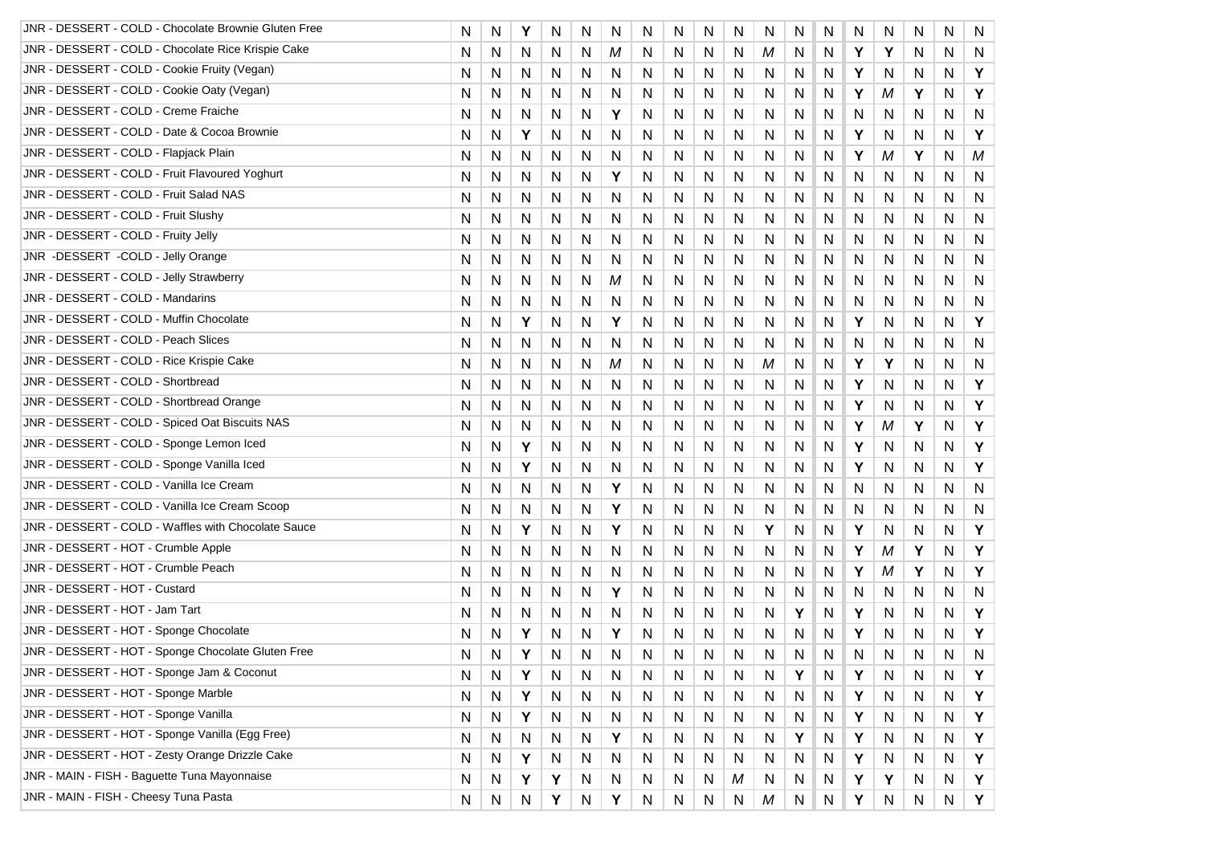| | | | | | | | | | | | | | | | | | | |
|---|---|---|---|---|---|---|---|---|---|---|---|---|---|---|---|---|---|---|
| JNR - DESSERT - COLD - Chocolate Brownie Gluten Free | N | N | Y | N | N | N | N | N | N | N | N | N | N | N | N | N | N | N |
| JNR - DESSERT - COLD - Chocolate Rice Krispie Cake | N | N | N | N | N | M | N | N | N | N | M | N | N | Y | Y | N | N | N |
| JNR - DESSERT - COLD - Cookie Fruity (Vegan) | N | N | N | N | N | N | N | N | N | N | N | N | N | Y | N | N | N | Y |
| JNR - DESSERT - COLD - Cookie Oaty (Vegan) | N | N | N | N | N | N | N | N | N | N | N | N | N | Y | M | Y | N | Y |
| JNR - DESSERT - COLD - Creme Fraiche | N | N | N | N | N | Y | N | N | N | N | N | N | N | N | N | N | N | N |
| JNR - DESSERT - COLD - Date & Cocoa Brownie | N | N | Y | N | N | N | N | N | N | N | N | N | N | Y | N | N | N | Y |
| JNR - DESSERT - COLD - Flapjack Plain | N | N | N | N | N | N | N | N | N | N | N | N | N | Y | M | Y | N | M |
| JNR - DESSERT - COLD - Fruit Flavoured Yoghurt | N | N | N | N | N | Y | N | N | N | N | N | N | N | N | N | N | N | N |
| JNR - DESSERT - COLD - Fruit Salad NAS | N | N | N | N | N | N | N | N | N | N | N | N | N | N | N | N | N | N |
| JNR - DESSERT - COLD - Fruit Slushy | N | N | N | N | N | N | N | N | N | N | N | N | N | N | N | N | N | N |
| JNR - DESSERT - COLD - Fruity Jelly | N | N | N | N | N | N | N | N | N | N | N | N | N | N | N | N | N | N |
| JNR -DESSERT -COLD - Jelly Orange | N | N | N | N | N | N | N | N | N | N | N | N | N | N | N | N | N | N |
| JNR - DESSERT - COLD - Jelly Strawberry | N | N | N | N | N | M | N | N | N | N | N | N | N | N | N | N | N | N |
| JNR - DESSERT - COLD - Mandarins | N | N | N | N | N | N | N | N | N | N | N | N | N | N | N | N | N | N |
| JNR - DESSERT - COLD - Muffin Chocolate | N | N | Y | N | N | Y | N | N | N | N | N | N | N | Y | N | N | N | Y |
| JNR - DESSERT - COLD - Peach Slices | N | N | N | N | N | N | N | N | N | N | N | N | N | N | N | N | N | N |
| JNR - DESSERT - COLD - Rice Krispie Cake | N | N | N | N | N | M | N | N | N | N | M | N | N | Y | Y | N | N | N |
| JNR - DESSERT - COLD - Shortbread | N | N | N | N | N | N | N | N | N | N | N | N | N | Y | N | N | N | Y |
| JNR - DESSERT - COLD - Shortbread Orange | N | N | N | N | N | N | N | N | N | N | N | N | N | Y | N | N | N | Y |
| JNR - DESSERT - COLD - Spiced Oat Biscuits NAS | N | N | N | N | N | N | N | N | N | N | N | N | N | Y | M | Y | N | Y |
| JNR - DESSERT - COLD - Sponge Lemon Iced | N | N | Y | N | N | N | N | N | N | N | N | N | N | Y | N | N | N | Y |
| JNR - DESSERT - COLD - Sponge Vanilla Iced | N | N | Y | N | N | N | N | N | N | N | N | N | N | Y | N | N | N | Y |
| JNR - DESSERT - COLD - Vanilla Ice Cream | N | N | N | N | N | Y | N | N | N | N | N | N | N | N | N | N | N | N |
| JNR - DESSERT - COLD - Vanilla Ice Cream Scoop | N | N | N | N | N | Y | N | N | N | N | N | N | N | N | N | N | N | N |
| JNR - DESSERT - COLD - Waffles with Chocolate Sauce | N | N | Y | N | N | Y | N | N | N | N | Y | N | N | Y | N | N | N | Y |
| JNR - DESSERT - HOT - Crumble Apple | N | N | N | N | N | N | N | N | N | N | N | N | N | Y | M | Y | N | Y |
| JNR - DESSERT - HOT - Crumble Peach | N | N | N | N | N | N | N | N | N | N | N | N | N | Y | M | Y | N | Y |
| JNR - DESSERT - HOT - Custard | N | N | N | N | N | Y | N | N | N | N | N | N | N | N | N | N | N | N |
| JNR - DESSERT - HOT - Jam Tart | N | N | N | N | N | N | N | N | N | N | N | Y | N | Y | N | N | N | Y |
| JNR - DESSERT - HOT - Sponge Chocolate | N | N | Y | N | N | Y | N | N | N | N | N | N | N | Y | N | N | N | Y |
| JNR - DESSERT - HOT - Sponge Chocolate Gluten Free | N | N | Y | N | N | N | N | N | N | N | N | N | N | N | N | N | N | N |
| JNR - DESSERT - HOT - Sponge Jam & Coconut | N | N | Y | N | N | N | N | N | N | N | N | Y | N | Y | N | N | N | Y |
| JNR - DESSERT - HOT - Sponge Marble | N | N | Y | N | N | N | N | N | N | N | N | N | N | Y | N | N | N | Y |
| JNR - DESSERT - HOT - Sponge Vanilla | N | N | Y | N | N | N | N | N | N | N | N | N | N | Y | N | N | N | Y |
| JNR - DESSERT - HOT - Sponge Vanilla (Egg Free) | N | N | N | N | N | Y | N | N | N | N | N | Y | N | Y | N | N | N | Y |
| JNR - DESSERT - HOT - Zesty Orange Drizzle Cake | N | N | Y | N | N | N | N | N | N | N | N | N | N | Y | N | N | N | Y |
| JNR - MAIN - FISH - Baguette Tuna Mayonnaise | N | N | Y | Y | N | N | N | N | N | M | N | N | N | Y | Y | N | N | Y |
| JNR - MAIN - FISH - Cheesy Tuna Pasta | N | N | N | Y | N | Y | N | N | N | N | M | N | N | Y | N | N | N | Y |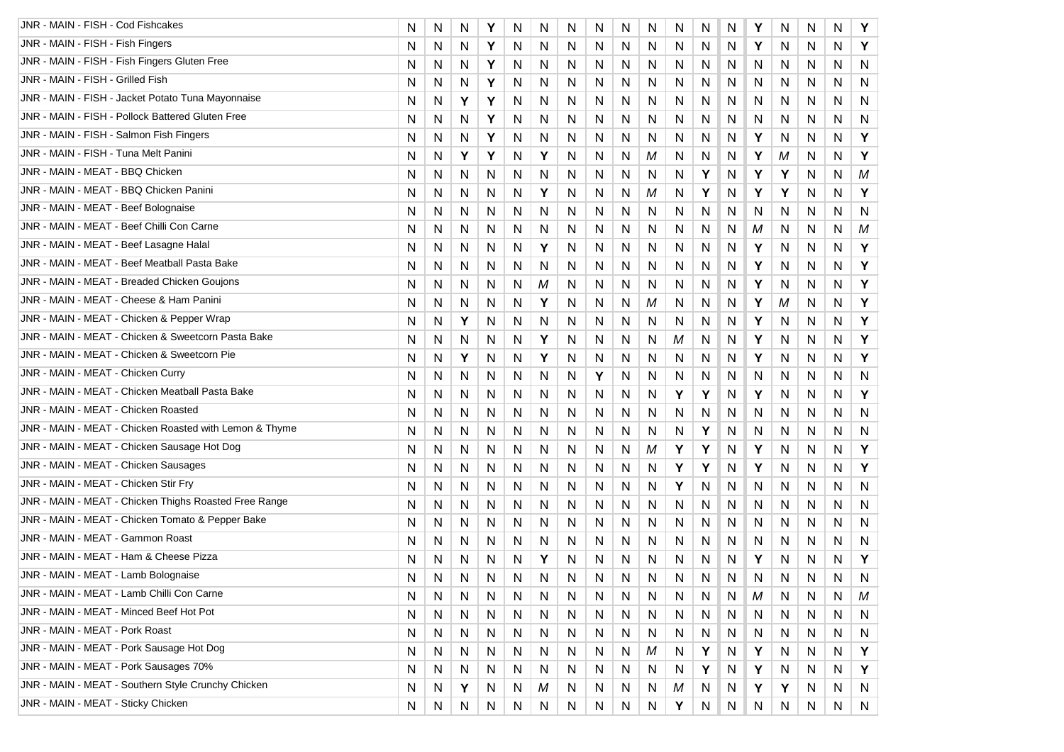| | | | | | | | | | | | | | | | | | | |
|---|---|---|---|---|---|---|---|---|---|---|---|---|---|---|---|---|---|---|
| JNR - MAIN - FISH - Cod Fishcakes | N | N | N | Y | N | N | N | N | N | N | N | N | N | Y | N | N | N | Y |
| JNR - MAIN - FISH - Fish Fingers | N | N | N | Y | N | N | N | N | N | N | N | N | N | Y | N | N | N | Y |
| JNR - MAIN - FISH - Fish Fingers Gluten Free | N | N | N | Y | N | N | N | N | N | N | N | N | N | N | N | N | N | N |
| JNR - MAIN - FISH - Grilled Fish | N | N | N | Y | N | N | N | N | N | N | N | N | N | N | N | N | N | N |
| JNR - MAIN - FISH - Jacket Potato Tuna Mayonnaise | N | N | Y | Y | N | N | N | N | N | N | N | N | N | N | N | N | N | N |
| JNR - MAIN - FISH - Pollock Battered Gluten Free | N | N | N | Y | N | N | N | N | N | N | N | N | N | N | N | N | N | N |
| JNR - MAIN - FISH - Salmon Fish Fingers | N | N | N | Y | N | N | N | N | N | N | N | N | N | Y | N | N | N | Y |
| JNR - MAIN - FISH - Tuna Melt Panini | N | N | Y | Y | N | Y | N | N | N | M | N | N | N | Y | M | N | N | Y |
| JNR - MAIN - MEAT - BBQ Chicken | N | N | N | N | N | N | N | N | N | N | N | Y | N | Y | Y | N | N | M |
| JNR - MAIN - MEAT - BBQ Chicken Panini | N | N | N | N | N | Y | N | N | N | M | N | Y | N | Y | Y | N | N | Y |
| JNR - MAIN - MEAT - Beef Bolognaise | N | N | N | N | N | N | N | N | N | N | N | N | N | N | N | N | N | N |
| JNR - MAIN - MEAT - Beef Chilli Con Carne | N | N | N | N | N | N | N | N | N | N | N | N | N | M | N | N | N | M |
| JNR - MAIN - MEAT - Beef Lasagne Halal | N | N | N | N | N | Y | N | N | N | N | N | N | N | Y | N | N | N | Y |
| JNR - MAIN - MEAT - Beef Meatball Pasta Bake | N | N | N | N | N | N | N | N | N | N | N | N | N | Y | N | N | N | Y |
| JNR - MAIN - MEAT - Breaded Chicken Goujons | N | N | N | N | N | M | N | N | N | N | N | N | N | Y | N | N | N | Y |
| JNR - MAIN - MEAT - Cheese & Ham Panini | N | N | N | N | N | Y | N | N | N | M | N | N | N | Y | M | N | N | Y |
| JNR - MAIN - MEAT - Chicken & Pepper Wrap | N | N | Y | N | N | N | N | N | N | N | N | N | N | Y | N | N | N | Y |
| JNR - MAIN - MEAT - Chicken & Sweetcorn Pasta Bake | N | N | N | N | N | Y | N | N | N | N | M | N | N | Y | N | N | N | Y |
| JNR - MAIN - MEAT - Chicken & Sweetcorn Pie | N | N | Y | N | N | Y | N | N | N | N | N | N | N | Y | N | N | N | Y |
| JNR - MAIN - MEAT - Chicken Curry | N | N | N | N | N | N | N | Y | N | N | N | N | N | N | N | N | N | N |
| JNR - MAIN - MEAT - Chicken Meatball Pasta Bake | N | N | N | N | N | N | N | N | N | N | Y | Y | N | Y | N | N | N | Y |
| JNR - MAIN - MEAT - Chicken Roasted | N | N | N | N | N | N | N | N | N | N | N | N | N | N | N | N | N | N |
| JNR - MAIN - MEAT - Chicken Roasted with Lemon & Thyme | N | N | N | N | N | N | N | N | N | N | N | Y | N | N | N | N | N | N |
| JNR - MAIN - MEAT - Chicken Sausage Hot Dog | N | N | N | N | N | N | N | N | N | M | Y | Y | N | Y | N | N | N | Y |
| JNR - MAIN - MEAT - Chicken Sausages | N | N | N | N | N | N | N | N | N | N | Y | Y | N | Y | N | N | N | Y |
| JNR - MAIN - MEAT - Chicken Stir Fry | N | N | N | N | N | N | N | N | N | N | Y | N | N | N | N | N | N | N |
| JNR - MAIN - MEAT - Chicken Thighs Roasted Free Range | N | N | N | N | N | N | N | N | N | N | N | N | N | N | N | N | N | N |
| JNR - MAIN - MEAT - Chicken Tomato & Pepper Bake | N | N | N | N | N | N | N | N | N | N | N | N | N | N | N | N | N | N |
| JNR - MAIN - MEAT - Gammon Roast | N | N | N | N | N | N | N | N | N | N | N | N | N | N | N | N | N | N |
| JNR - MAIN - MEAT - Ham & Cheese Pizza | N | N | N | N | N | Y | N | N | N | N | N | N | N | Y | N | N | N | Y |
| JNR - MAIN - MEAT - Lamb Bolognaise | N | N | N | N | N | N | N | N | N | N | N | N | N | N | N | N | N | N |
| JNR - MAIN - MEAT - Lamb Chilli Con Carne | N | N | N | N | N | N | N | N | N | N | N | N | N | M | N | N | N | M |
| JNR - MAIN - MEAT - Minced Beef Hot Pot | N | N | N | N | N | N | N | N | N | N | N | N | N | N | N | N | N | N |
| JNR - MAIN - MEAT - Pork Roast | N | N | N | N | N | N | N | N | N | N | N | N | N | N | N | N | N | N |
| JNR - MAIN - MEAT - Pork Sausage Hot Dog | N | N | N | N | N | N | N | N | N | M | N | Y | N | Y | N | N | N | Y |
| JNR - MAIN - MEAT - Pork Sausages 70% | N | N | N | N | N | N | N | N | N | N | N | Y | N | Y | N | N | N | Y |
| JNR - MAIN - MEAT - Southern Style Crunchy Chicken | N | N | Y | N | N | M | N | N | N | N | M | N | N | Y | Y | N | N | N |
| JNR - MAIN - MEAT - Sticky Chicken | N | N | N | N | N | N | N | N | N | N | Y | N | N | N | N | N | N | N |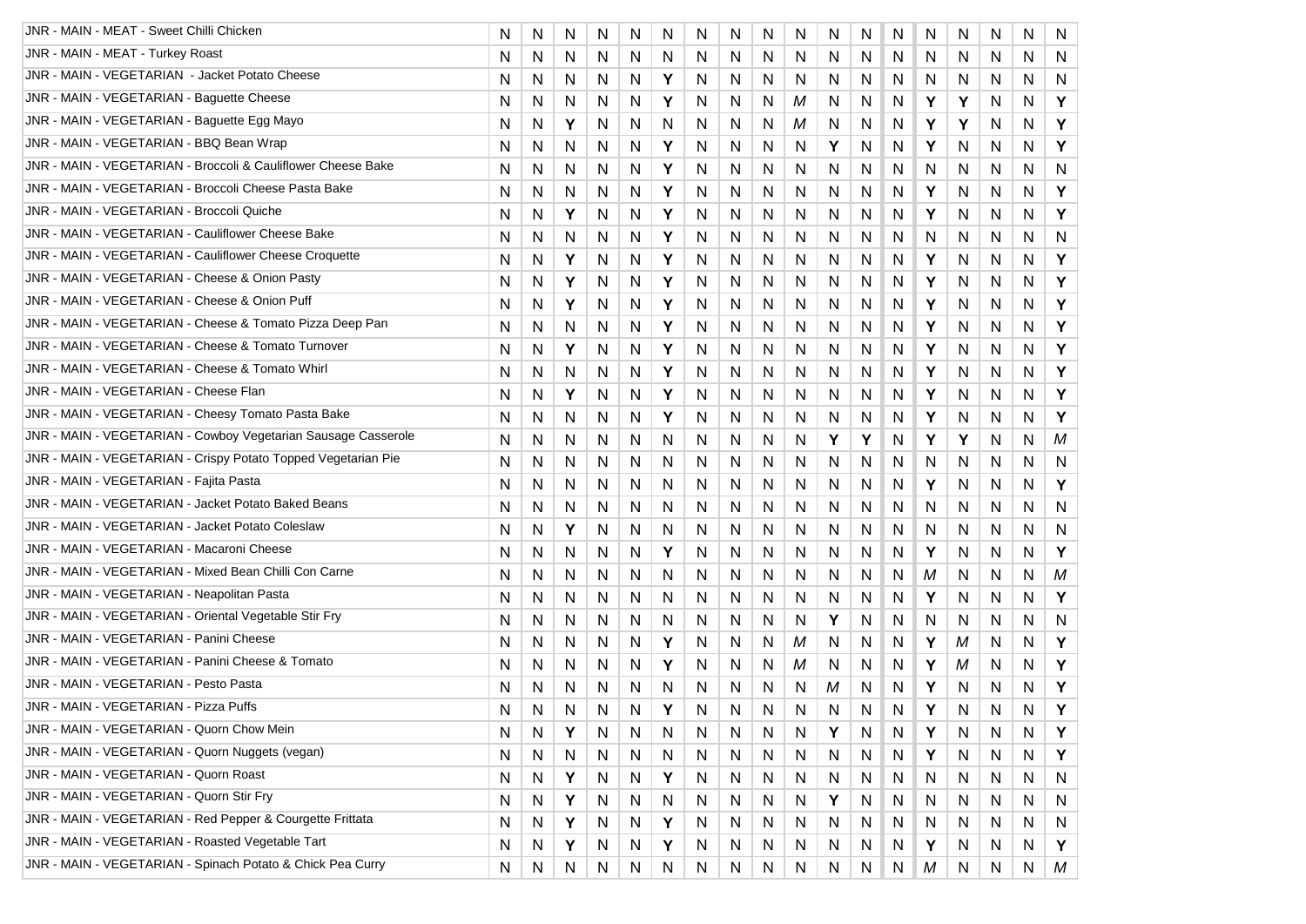| | | | | | | | | | | | | | | | | | | | |
|---|---|---|---|---|---|---|---|---|---|---|---|---|---|---|---|---|---|---|---|
| JNR - MAIN - MEAT - Sweet Chilli Chicken | N | N | N | N | N | N | N | N | N | N | N | N | N | N | N | N | N | N |
| JNR - MAIN - MEAT - Turkey Roast | N | N | N | N | N | N | N | N | N | N | N | N | N | N | N | N | N | N |
| JNR - MAIN - VEGETARIAN - Jacket Potato Cheese | N | N | N | N | N | Y | N | N | N | N | N | N | N | N | N | N | N | N |
| JNR - MAIN - VEGETARIAN - Baguette Cheese | N | N | N | N | N | Y | N | N | N | *M* | N | N | N | Y | Y | N | N | Y |
| JNR - MAIN - VEGETARIAN - Baguette Egg Mayo | N | N | Y | N | N | N | N | N | N | *M* | N | N | N | Y | Y | N | N | Y |
| JNR - MAIN - VEGETARIAN - BBQ Bean Wrap | N | N | N | N | N | Y | N | N | N | N | Y | N | N | Y | N | N | N | Y |
| JNR - MAIN - VEGETARIAN - Broccoli & Cauliflower Cheese Bake | N | N | N | N | N | Y | N | N | N | N | N | N | N | N | N | N | N | N |
| JNR - MAIN - VEGETARIAN - Broccoli Cheese Pasta Bake | N | N | N | N | N | Y | N | N | N | N | N | N | N | Y | N | N | N | Y |
| JNR - MAIN - VEGETARIAN - Broccoli Quiche | N | N | Y | N | N | Y | N | N | N | N | N | N | N | Y | N | N | N | Y |
| JNR - MAIN - VEGETARIAN - Cauliflower Cheese Bake | N | N | N | N | N | Y | N | N | N | N | N | N | N | N | N | N | N | N |
| JNR - MAIN - VEGETARIAN - Cauliflower Cheese Croquette | N | N | Y | N | N | Y | N | N | N | N | N | N | N | Y | N | N | N | Y |
| JNR - MAIN - VEGETARIAN - Cheese & Onion Pasty | N | N | Y | N | N | Y | N | N | N | N | N | N | N | Y | N | N | N | Y |
| JNR - MAIN - VEGETARIAN - Cheese & Onion Puff | N | N | Y | N | N | Y | N | N | N | N | N | N | N | Y | N | N | N | Y |
| JNR - MAIN - VEGETARIAN - Cheese & Tomato Pizza Deep Pan | N | N | N | N | N | Y | N | N | N | N | N | N | N | Y | N | N | N | Y |
| JNR - MAIN - VEGETARIAN - Cheese & Tomato Turnover | N | N | Y | N | N | Y | N | N | N | N | N | N | N | Y | N | N | N | Y |
| JNR - MAIN - VEGETARIAN - Cheese & Tomato Whirl | N | N | N | N | N | Y | N | N | N | N | N | N | N | Y | N | N | N | Y |
| JNR - MAIN - VEGETARIAN - Cheese Flan | N | N | Y | N | N | Y | N | N | N | N | N | N | N | Y | N | N | N | Y |
| JNR - MAIN - VEGETARIAN - Cheesy Tomato Pasta Bake | N | N | N | N | N | Y | N | N | N | N | N | N | N | Y | N | N | N | Y |
| JNR - MAIN - VEGETARIAN - Cowboy Vegetarian Sausage Casserole | N | N | N | N | N | N | N | N | N | N | Y | Y | N | Y | Y | N | N | *M* |
| JNR - MAIN - VEGETARIAN - Crispy Potato Topped Vegetarian Pie | N | N | N | N | N | N | N | N | N | N | N | N | N | N | N | N | N | N |
| JNR - MAIN - VEGETARIAN - Fajita Pasta | N | N | N | N | N | N | N | N | N | N | N | N | N | Y | N | N | N | Y |
| JNR - MAIN - VEGETARIAN - Jacket Potato Baked Beans | N | N | N | N | N | N | N | N | N | N | N | N | N | N | N | N | N | N |
| JNR - MAIN - VEGETARIAN - Jacket Potato Coleslaw | N | N | Y | N | N | N | N | N | N | N | N | N | N | N | N | N | N | N |
| JNR - MAIN - VEGETARIAN - Macaroni Cheese | N | N | N | N | N | Y | N | N | N | N | N | N | N | Y | N | N | N | Y |
| JNR - MAIN - VEGETARIAN - Mixed Bean Chilli Con Carne | N | N | N | N | N | N | N | N | N | N | N | N | N | *M* | N | N | N | *M* |
| JNR - MAIN - VEGETARIAN - Neapolitan Pasta | N | N | N | N | N | N | N | N | N | N | N | N | N | Y | N | N | N | Y |
| JNR - MAIN - VEGETARIAN - Oriental Vegetable Stir Fry | N | N | N | N | N | N | N | N | N | N | Y | N | N | N | N | N | N | N |
| JNR - MAIN - VEGETARIAN - Panini Cheese | N | N | N | N | N | Y | N | N | N | *M* | N | N | N | Y | *M* | N | N | Y |
| JNR - MAIN - VEGETARIAN - Panini Cheese & Tomato | N | N | N | N | N | Y | N | N | N | *M* | N | N | N | Y | *M* | N | N | Y |
| JNR - MAIN - VEGETARIAN - Pesto Pasta | N | N | N | N | N | N | N | N | N | N | *M* | N | N | Y | N | N | N | Y |
| JNR - MAIN - VEGETARIAN - Pizza Puffs | N | N | N | N | N | Y | N | N | N | N | N | N | N | Y | N | N | N | Y |
| JNR - MAIN - VEGETARIAN - Quorn Chow Mein | N | N | Y | N | N | N | N | N | N | N | Y | N | N | Y | N | N | N | Y |
| JNR - MAIN - VEGETARIAN - Quorn Nuggets (vegan) | N | N | N | N | N | N | N | N | N | N | N | N | N | Y | N | N | N | Y |
| JNR - MAIN - VEGETARIAN - Quorn Roast | N | N | Y | N | N | Y | N | N | N | N | N | N | N | N | N | N | N | N |
| JNR - MAIN - VEGETARIAN - Quorn Stir Fry | N | N | Y | N | N | N | N | N | N | N | Y | N | N | N | N | N | N | N |
| JNR - MAIN - VEGETARIAN - Red Pepper & Courgette Frittata | N | N | Y | N | N | Y | N | N | N | N | N | N | N | N | N | N | N | N |
| JNR - MAIN - VEGETARIAN - Roasted Vegetable Tart | N | N | Y | N | N | Y | N | N | N | N | N | N | N | Y | N | N | N | Y |
| JNR - MAIN - VEGETARIAN - Spinach Potato & Chick Pea Curry | N | N | N | N | N | N | N | N | N | N | N | N | N | *M* | N | N | N | *M* |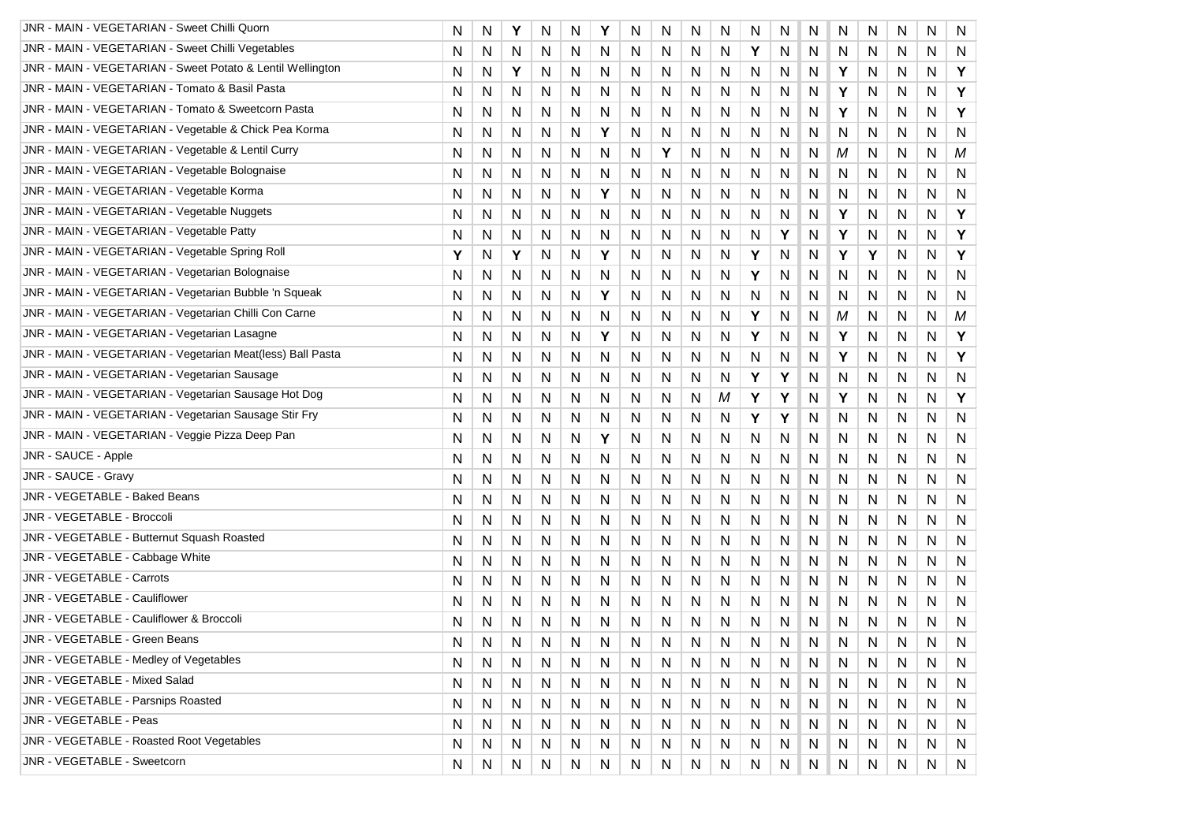| | | | | | | | | | | | | | | | | | | | |
|---|---|---|---|---|---|---|---|---|---|---|---|---|---|---|---|---|---|---|---|
| JNR - MAIN - VEGETARIAN - Sweet Chilli Quorn | N | N | Y | N | N | Y | N | N | N | N | N | N | N | N | N | N | N | N |
| JNR - MAIN - VEGETARIAN - Sweet Chilli Vegetables | N | N | N | N | N | N | N | N | N | N | Y | N | N | N | N | N | N | N |
| JNR - MAIN - VEGETARIAN - Sweet Potato & Lentil Wellington | N | N | Y | N | N | N | N | N | N | N | N | N | N | Y | N | N | N | Y |
| JNR - MAIN - VEGETARIAN - Tomato & Basil Pasta | N | N | N | N | N | N | N | N | N | N | N | N | N | Y | N | N | N | Y |
| JNR - MAIN - VEGETARIAN - Tomato & Sweetcorn Pasta | N | N | N | N | N | N | N | N | N | N | N | N | N | Y | N | N | N | Y |
| JNR - MAIN - VEGETARIAN - Vegetable & Chick Pea Korma | N | N | N | N | N | Y | N | N | N | N | N | N | N | N | N | N | N | N |
| JNR - MAIN - VEGETARIAN - Vegetable & Lentil Curry | N | N | N | N | N | N | N | Y | N | N | N | N | N | *M* | N | N | N | *M* |
| JNR - MAIN - VEGETARIAN - Vegetable Bolognaise | N | N | N | N | N | N | N | N | N | N | N | N | N | N | N | N | N | N |
| JNR - MAIN - VEGETARIAN - Vegetable Korma | N | N | N | N | N | Y | N | N | N | N | N | N | N | N | N | N | N | N |
| JNR - MAIN - VEGETARIAN - Vegetable Nuggets | N | N | N | N | N | N | N | N | N | N | N | N | N | Y | N | N | N | Y |
| JNR - MAIN - VEGETARIAN - Vegetable Patty | N | N | N | N | N | N | N | N | N | N | N | Y | N | Y | N | N | N | Y |
| JNR - MAIN - VEGETARIAN - Vegetable Spring Roll | Y | N | Y | N | N | Y | N | N | N | N | Y | N | N | Y | Y | N | N | Y |
| JNR - MAIN - VEGETARIAN - Vegetarian Bolognaise | N | N | N | N | N | N | N | N | N | N | Y | N | N | N | N | N | N | N |
| JNR - MAIN - VEGETARIAN - Vegetarian Bubble 'n Squeak | N | N | N | N | N | Y | N | N | N | N | N | N | N | N | N | N | N | N |
| JNR - MAIN - VEGETARIAN - Vegetarian Chilli Con Carne | N | N | N | N | N | N | N | N | N | N | Y | N | N | *M* | N | N | N | *M* |
| JNR - MAIN - VEGETARIAN - Vegetarian Lasagne | N | N | N | N | N | Y | N | N | N | N | Y | N | N | Y | N | N | N | Y |
| JNR - MAIN - VEGETARIAN - Vegetarian Meat(less) Ball Pasta | N | N | N | N | N | N | N | N | N | N | N | N | N | Y | N | N | N | Y |
| JNR - MAIN - VEGETARIAN - Vegetarian Sausage | N | N | N | N | N | N | N | N | N | N | Y | Y | N | N | N | N | N | N |
| JNR - MAIN - VEGETARIAN - Vegetarian Sausage Hot Dog | N | N | N | N | N | N | N | N | N | *M* | Y | Y | N | Y | N | N | N | Y |
| JNR - MAIN - VEGETARIAN - Vegetarian Sausage Stir Fry | N | N | N | N | N | N | N | N | N | N | Y | Y | N | N | N | N | N | N |
| JNR - MAIN - VEGETARIAN - Veggie Pizza Deep Pan | N | N | N | N | N | Y | N | N | N | N | N | N | N | N | N | N | N | N |
| JNR - SAUCE - Apple | N | N | N | N | N | N | N | N | N | N | N | N | N | N | N | N | N | N |
| JNR - SAUCE - Gravy | N | N | N | N | N | N | N | N | N | N | N | N | N | N | N | N | N | N |
| JNR - VEGETABLE - Baked Beans | N | N | N | N | N | N | N | N | N | N | N | N | N | N | N | N | N | N |
| JNR - VEGETABLE - Broccoli | N | N | N | N | N | N | N | N | N | N | N | N | N | N | N | N | N | N |
| JNR - VEGETABLE - Butternut Squash Roasted | N | N | N | N | N | N | N | N | N | N | N | N | N | N | N | N | N | N |
| JNR - VEGETABLE - Cabbage White | N | N | N | N | N | N | N | N | N | N | N | N | N | N | N | N | N | N |
| JNR - VEGETABLE - Carrots | N | N | N | N | N | N | N | N | N | N | N | N | N | N | N | N | N | N |
| JNR - VEGETABLE - Cauliflower | N | N | N | N | N | N | N | N | N | N | N | N | N | N | N | N | N | N |
| JNR - VEGETABLE - Cauliflower & Broccoli | N | N | N | N | N | N | N | N | N | N | N | N | N | N | N | N | N | N |
| JNR - VEGETABLE - Green Beans | N | N | N | N | N | N | N | N | N | N | N | N | N | N | N | N | N | N |
| JNR - VEGETABLE - Medley of Vegetables | N | N | N | N | N | N | N | N | N | N | N | N | N | N | N | N | N | N |
| JNR - VEGETABLE - Mixed Salad | N | N | N | N | N | N | N | N | N | N | N | N | N | N | N | N | N | N |
| JNR - VEGETABLE - Parsnips Roasted | N | N | N | N | N | N | N | N | N | N | N | N | N | N | N | N | N | N |
| JNR - VEGETABLE - Peas | N | N | N | N | N | N | N | N | N | N | N | N | N | N | N | N | N | N |
| JNR - VEGETABLE - Roasted Root Vegetables | N | N | N | N | N | N | N | N | N | N | N | N | N | N | N | N | N | N |
| JNR - VEGETABLE - Sweetcorn | N | N | N | N | N | N | N | N | N | N | N | N | N | N | N | N | N | N |